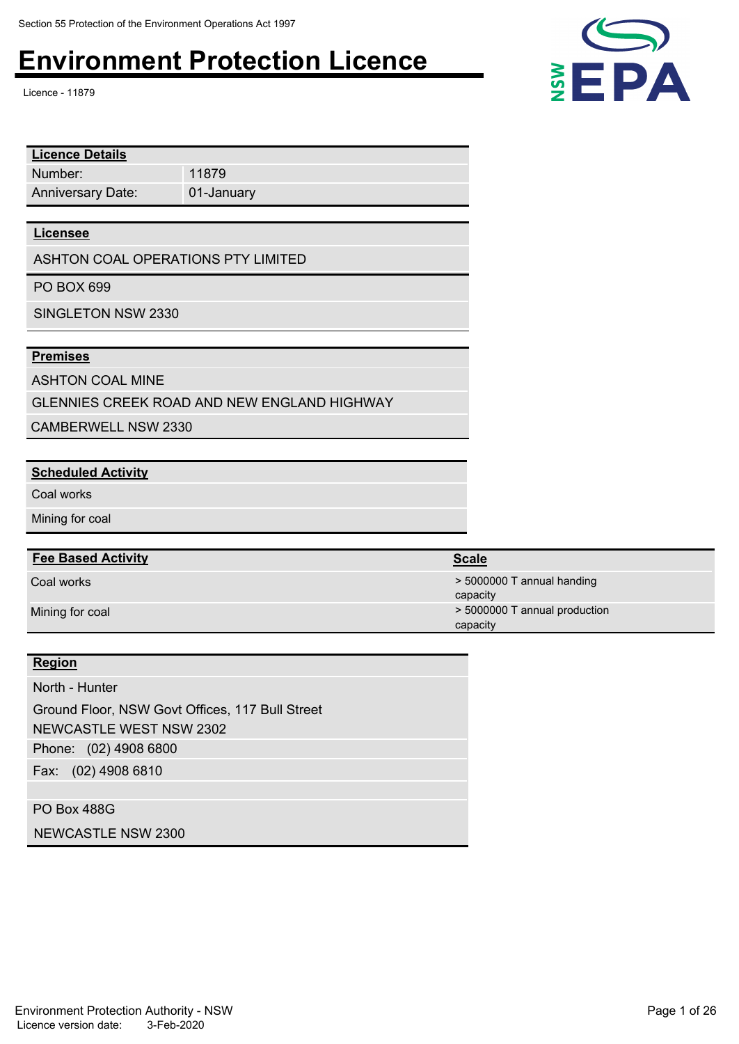Section 55 Protection of the Environment Operations Act 1997

# Environment Protection Licence

Licence - 11879

| Licence Details | |
|---|---|
| Number: | 11879 |
| Anniversary Date: | 01-January |

**Licensee**

ASHTON COAL OPERATIONS PTY LIMITED

PO BOX 699

SINGLETON NSW 2330

**Premises**

ASHTON COAL MINE

GLENNIES CREEK ROAD AND NEW ENGLAND HIGHWAY

CAMBERWELL NSW 2330

**Scheduled Activity**

Coal works

Mining for coal

| Fee Based Activity | Scale |
|---|---|
| Coal works | > 5000000 T annual handing capacity |
| Mining for coal | > 5000000 T annual production capacity |

**Region**

North - Hunter

Ground Floor, NSW Govt Offices, 117 Bull Street

NEWCASTLE WEST NSW 2302

Phone: (02) 4908 6800

Fax: (02) 4908 6810

PO Box 488G

NEWCASTLE NSW 2300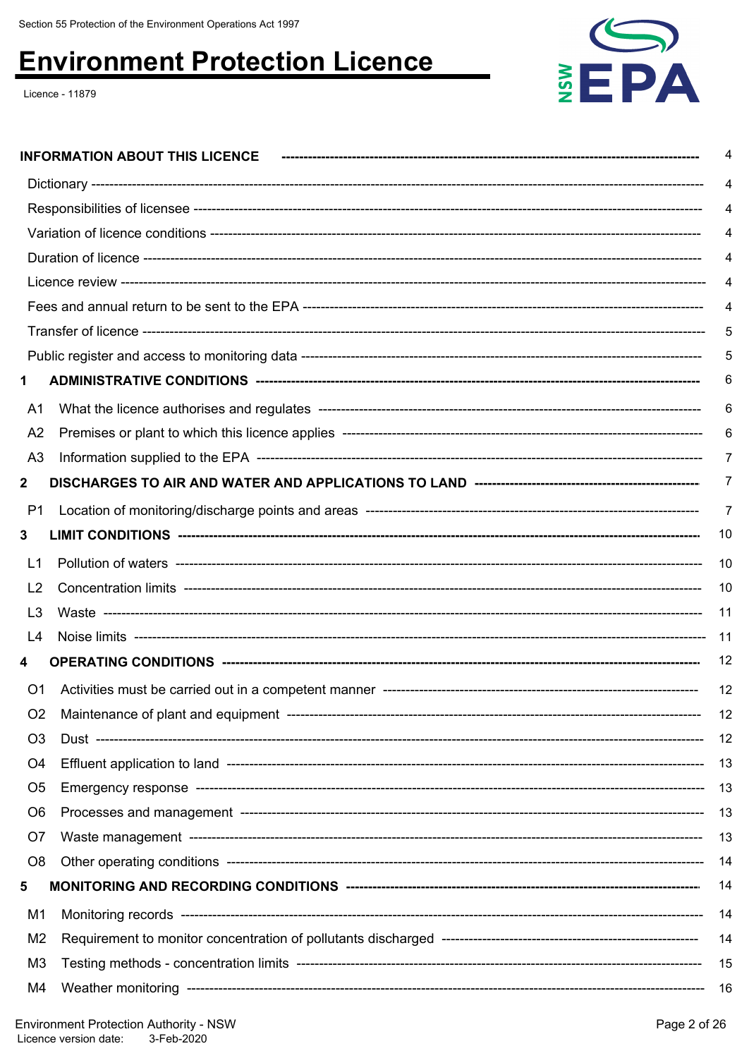| | |
|---|---|
| **INFORMATION ABOUT THIS LICENCE** | 4 |
| Dictionary | 4 |
| Responsibilities of licensee | 4 |
| Variation of licence conditions | 4 |
| Duration of licence | 4 |
| Licence review | 4 |
| Fees and annual return to be sent to the EPA | 4 |
| Transfer of licence | 5 |
| Public register and access to monitoring data | 5 |
| **1 ADMINISTRATIVE CONDITIONS** | 6 |
| A1 What the licence authorises and regulates | 6 |
| A2 Premises or plant to which this licence applies | 6 |
| A3 Information supplied to the EPA | 7 |
| **2 DISCHARGES TO AIR AND WATER AND APPLICATIONS TO LAND** | 7 |
| P1 Location of monitoring/discharge points and areas | 7 |
| **3 LIMIT CONDITIONS** | 10 |
| L1 Pollution of waters | 10 |
| L2 Concentration limits | 10 |
| L3 Waste | 11 |
| L4 Noise limits | 11 |
| **4 OPERATING CONDITIONS** | 12 |
| O1 Activities must be carried out in a competent manner | 12 |
| O2 Maintenance of plant and equipment | 12 |
| O3 Dust | 12 |
| O4 Effluent application to land | 13 |
| O5 Emergency response | 13 |
| O6 Processes and management | 13 |
| O7 Waste management | 13 |
| O8 Other operating conditions | 14 |
| **5 MONITORING AND RECORDING CONDITIONS** | 14 |
| M1 Monitoring records | 14 |
| M2 Requirement to monitor concentration of pollutants discharged | 14 |
| M3 Testing methods - concentration limits | 15 |
| M4 Weather monitoring | 16 |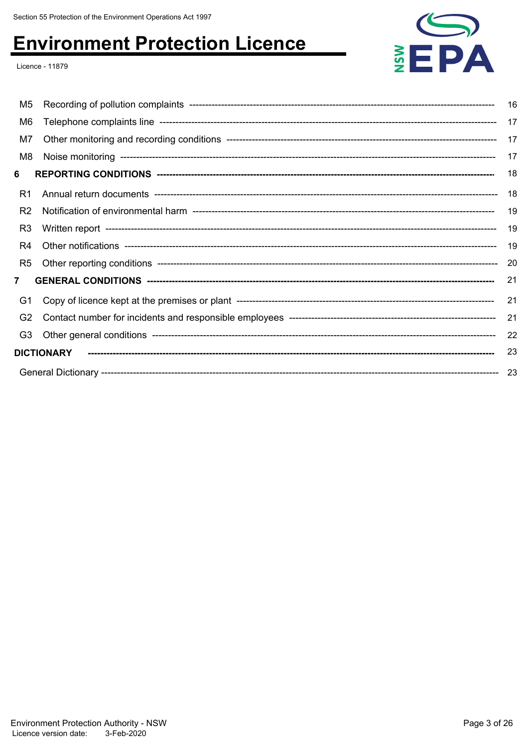M5 Recording of pollution complaints ---------- 16

M6 Telephone complaints line ---------- 17

M7 Other monitoring and recording conditions ---------- 17

M8 Noise monitoring ---------- 17

**6 REPORTING CONDITIONS ---------- 18**

R1 Annual return documents ---------- 18

R2 Notification of environmental harm ---------- 19

R3 Written report ---------- 19

R4 Other notifications ---------- 19

R5 Other reporting conditions ---------- 20

**7 GENERAL CONDITIONS ---------- 21**

G1 Copy of licence kept at the premises or plant ---------- 21

G2 Contact number for incidents and responsible employees ---------- 21

G3 Other general conditions ---------- 22

**DICTIONARY ---------- 23**

General Dictionary ---------- 23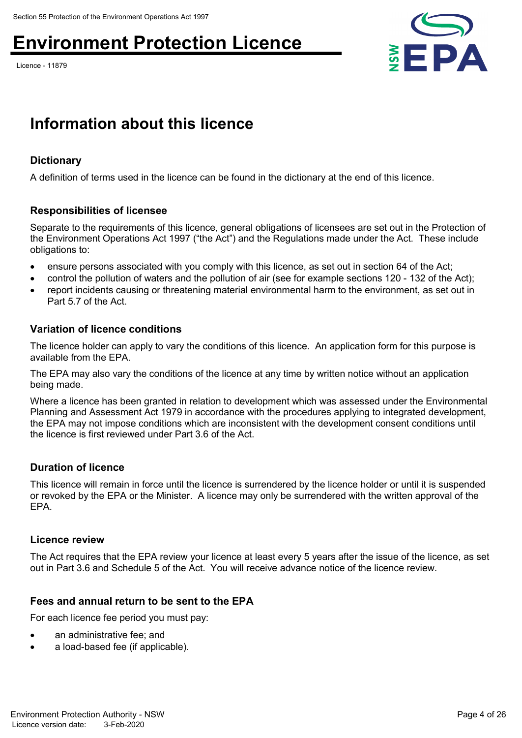## Information about this licence

### Dictionary

A definition of terms used in the licence can be found in the dictionary at the end of this licence.

### Responsibilities of licensee

Separate to the requirements of this licence, general obligations of licensees are set out in the Protection of the Environment Operations Act 1997 ("the Act") and the Regulations made under the Act. These include obligations to:

- ensure persons associated with you comply with this licence, as set out in section 64 of the Act;
- control the pollution of waters and the pollution of air (see for example sections 120 - 132 of the Act);
- report incidents causing or threatening material environmental harm to the environment, as set out in Part 5.7 of the Act.

### Variation of licence conditions

The licence holder can apply to vary the conditions of this licence. An application form for this purpose is available from the EPA.

The EPA may also vary the conditions of the licence at any time by written notice without an application being made.

Where a licence has been granted in relation to development which was assessed under the Environmental Planning and Assessment Act 1979 in accordance with the procedures applying to integrated development, the EPA may not impose conditions which are inconsistent with the development consent conditions until the licence is first reviewed under Part 3.6 of the Act.

### Duration of licence

This licence will remain in force until the licence is surrendered by the licence holder or until it is suspended or revoked by the EPA or the Minister. A licence may only be surrendered with the written approval of the EPA.

### Licence review

The Act requires that the EPA review your licence at least every 5 years after the issue of the licence, as set out in Part 3.6 and Schedule 5 of the Act. You will receive advance notice of the licence review.

### Fees and annual return to be sent to the EPA

For each licence fee period you must pay:

- an administrative fee; and
- a load-based fee (if applicable).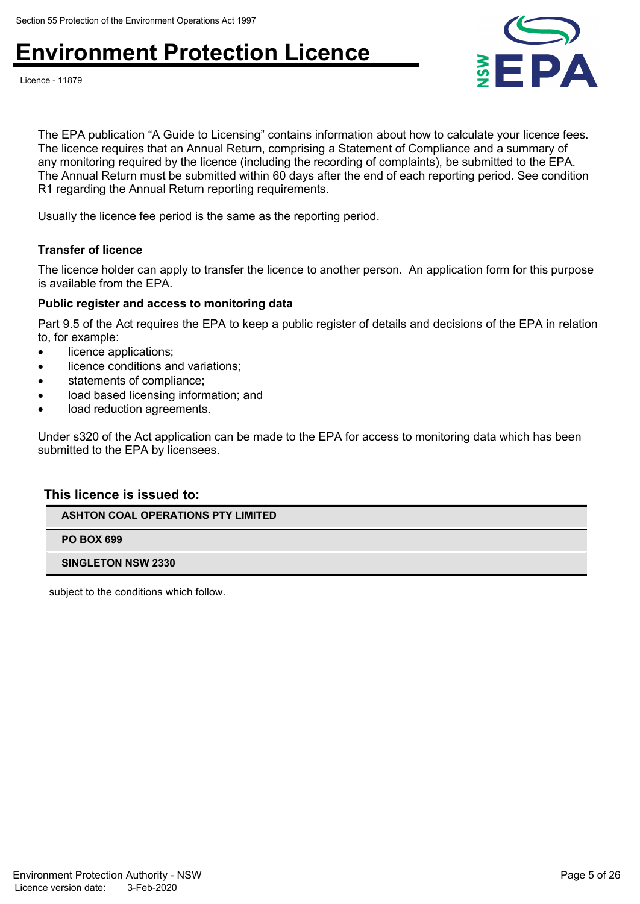The EPA publication “A Guide to Licensing” contains information about how to calculate your licence fees. The licence requires that an Annual Return, comprising a Statement of Compliance and a summary of any monitoring required by the licence (including the recording of complaints), be submitted to the EPA. The Annual Return must be submitted within 60 days after the end of each reporting period. See condition R1 regarding the Annual Return reporting requirements.

Usually the licence fee period is the same as the reporting period.

### Transfer of licence

The licence holder can apply to transfer the licence to another person. An application form for this purpose is available from the EPA.

### Public register and access to monitoring data

Part 9.5 of the Act requires the EPA to keep a public register of details and decisions of the EPA in relation to, for example:

- licence applications;
- licence conditions and variations;
- statements of compliance;
- load based licensing information; and
- load reduction agreements.

Under s320 of the Act application can be made to the EPA for access to monitoring data which has been submitted to the EPA by licensees.

### This licence is issued to:

| ASHTON COAL OPERATIONS PTY LIMITED |
|---|
| PO BOX 699 |
| SINGLETON NSW 2330 |

subject to the conditions which follow.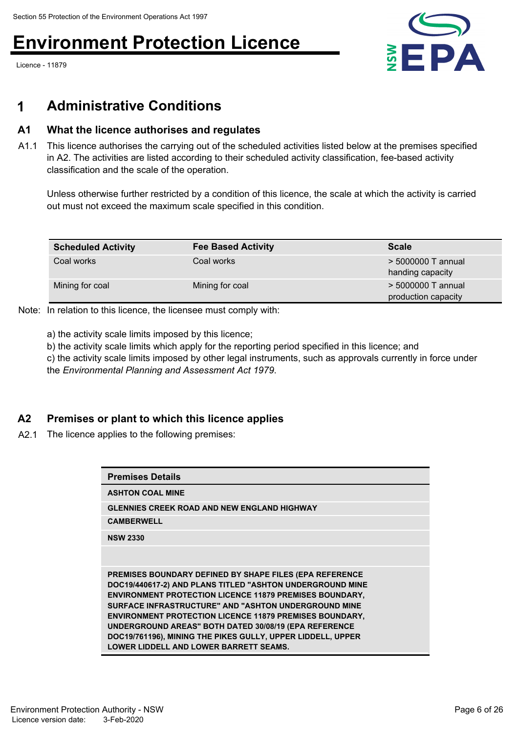# 1 Administrative Conditions

## A1 What the licence authorises and regulates

A1.1 This licence authorises the carrying out of the scheduled activities listed below at the premises specified in A2. The activities are listed according to their scheduled activity classification, fee-based activity classification and the scale of the operation.

Unless otherwise further restricted by a condition of this licence, the scale at which the activity is carried out must not exceed the maximum scale specified in this condition.

| Scheduled Activity | Fee Based Activity | Scale |
| --- | --- | --- |
| Coal works | Coal works | > 5000000 T annual handing capacity |
| Mining for coal | Mining for coal | > 5000000 T annual production capacity |

Note: In relation to this licence, the licensee must comply with:

a) the activity scale limits imposed by this licence;
b) the activity scale limits which apply for the reporting period specified in this licence; and
c) the activity scale limits imposed by other legal instruments, such as approvals currently in force under the *Environmental Planning and Assessment Act 1979*.

## A2 Premises or plant to which this licence applies

A2.1 The licence applies to the following premises:

| Premises Details |
| --- |
| ASHTON COAL MINE |
| GLENNIES CREEK ROAD AND NEW ENGLAND HIGHWAY |
| CAMBERWELL |
| NSW 2330 |
| |
| PREMISES BOUNDARY DEFINED BY SHAPE FILES (EPA REFERENCE DOC19/440617-2) AND PLANS TITLED "ASHTON UNDERGROUND MINE ENVIRONMENT PROTECTION LICENCE 11879 PREMISES BOUNDARY, SURFACE INFRASTRUCTURE" AND "ASHTON UNDERGROUND MINE ENVIRONMENT PROTECTION LICENCE 11879 PREMISES BOUNDARY, UNDERGROUND AREAS" BOTH DATED 30/08/19 (EPA REFERENCE DOC19/761196), MINING THE PIKES GULLY, UPPER LIDDELL, UPPER LOWER LIDDELL AND LOWER BARRETT SEAMS. |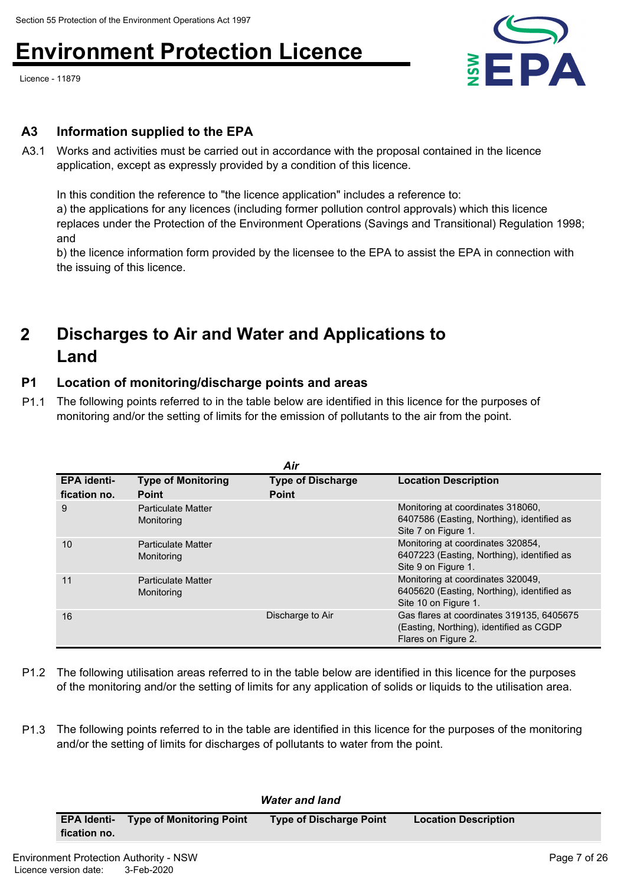## A3 Information supplied to the EPA

A3.1 Works and activities must be carried out in accordance with the proposal contained in the licence application, except as expressly provided by a condition of this licence.

In this condition the reference to "the licence application" includes a reference to:
a) the applications for any licences (including former pollution control approvals) which this licence replaces under the Protection of the Environment Operations (Savings and Transitional) Regulation 1998; and
b) the licence information form provided by the licensee to the EPA to assist the EPA in connection with the issuing of this licence.

# 2 Discharges to Air and Water and Applications to Land

## P1 Location of monitoring/discharge points and areas

P1.1 The following points referred to in the table below are identified in this licence for the purposes of monitoring and/or the setting of limits for the emission of pollutants to the air from the point.

*Air*

| EPA identi-fication no. | Type of Monitoring Point | Type of Discharge Point | Location Description |
|---|---|---|---|
| 9 | Particulate Matter Monitoring | | Monitoring at coordinates 318060, 6407586 (Easting, Northing), identified as Site 7 on Figure 1. |
| 10 | Particulate Matter Monitoring | | Monitoring at coordinates 320854, 6407223 (Easting, Northing), identified as Site 9 on Figure 1. |
| 11 | Particulate Matter Monitoring | | Monitoring at coordinates 320049, 6405620 (Easting, Northing), identified as Site 10 on Figure 1. |
| 16 | | Discharge to Air | Gas flares at coordinates 319135, 6405675 (Easting, Northing), identified as CGDP Flares on Figure 2. |

P1.2 The following utilisation areas referred to in the table below are identified in this licence for the purposes of the monitoring and/or the setting of limits for any application of solids or liquids to the utilisation area.

P1.3 The following points referred to in the table are identified in this licence for the purposes of the monitoring and/or the setting of limits for discharges of pollutants to water from the point.

*Water and land*

| EPA Identi-fication no. | Type of Monitoring Point | Type of Discharge Point | Location Description |
|---|---|---|---|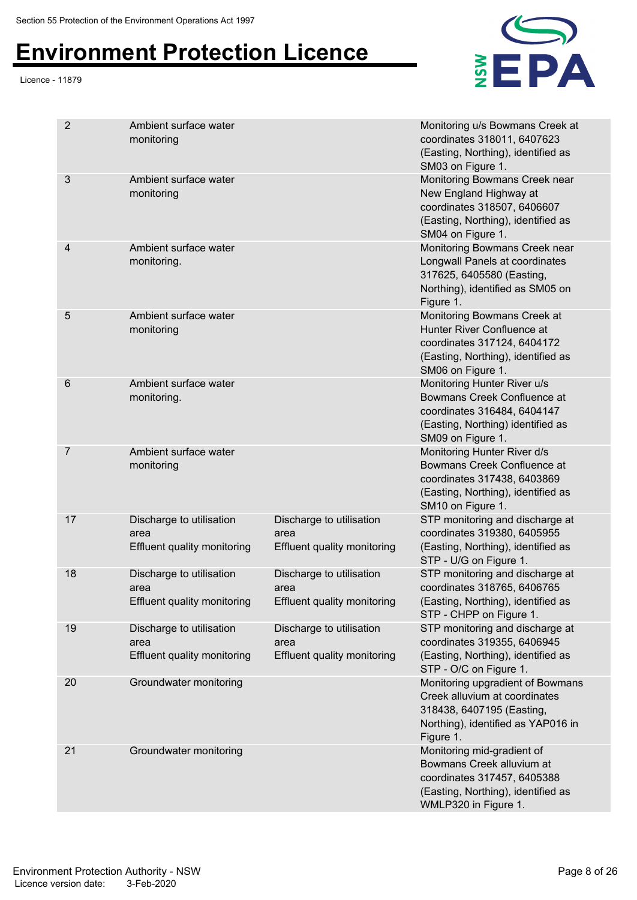| | | | |
|---|---|---|---|
| 2 | Ambient surface water monitoring | | Monitoring u/s Bowmans Creek at coordinates 318011, 6407623 (Easting, Northing), identified as SM03 on Figure 1. |
| 3 | Ambient surface water monitoring | | Monitoring Bowmans Creek near New England Highway at coordinates 318507, 6406607 (Easting, Northing), identified as SM04 on Figure 1. |
| 4 | Ambient surface water monitoring. | | Monitoring Bowmans Creek near Longwall Panels at coordinates 317625, 6405580 (Easting, Northing), identified as SM05 on Figure 1. |
| 5 | Ambient surface water monitoring | | Monitoring Bowmans Creek at Hunter River Confluence at coordinates 317124, 6404172 (Easting, Northing), identified as SM06 on Figure 1. |
| 6 | Ambient surface water monitoring. | | Monitoring Hunter River u/s Bowmans Creek Confluence at coordinates 316484, 6404147 (Easting, Northing) identified as SM09 on Figure 1. |
| 7 | Ambient surface water monitoring | | Monitoring Hunter River d/s Bowmans Creek Confluence at coordinates 317438, 6403869 (Easting, Northing), identified as SM10 on Figure 1. |
| 17 | Discharge to utilisation area<br>Effluent quality monitoring | Discharge to utilisation area<br>Effluent quality monitoring | STP monitoring and discharge at coordinates 319380, 6405955 (Easting, Northing), identified as STP - U/G on Figure 1. |
| 18 | Discharge to utilisation area<br>Effluent quality monitoring | Discharge to utilisation area<br>Effluent quality monitoring | STP monitoring and discharge at coordinates 318765, 6406765 (Easting, Northing), identified as STP - CHPP on Figure 1. |
| 19 | Discharge to utilisation area<br>Effluent quality monitoring | Discharge to utilisation area<br>Effluent quality monitoring | STP monitoring and discharge at coordinates 319355, 6406945 (Easting, Northing), identified as STP - O/C on Figure 1. |
| 20 | Groundwater monitoring | | Monitoring upgradient of Bowmans Creek alluvium at coordinates 318438, 6407195 (Easting, Northing), identified as YAP016 in Figure 1. |
| 21 | Groundwater monitoring | | Monitoring mid-gradient of Bowmans Creek alluvium at coordinates 317457, 6405388 (Easting, Northing), identified as WMLP320 in Figure 1. |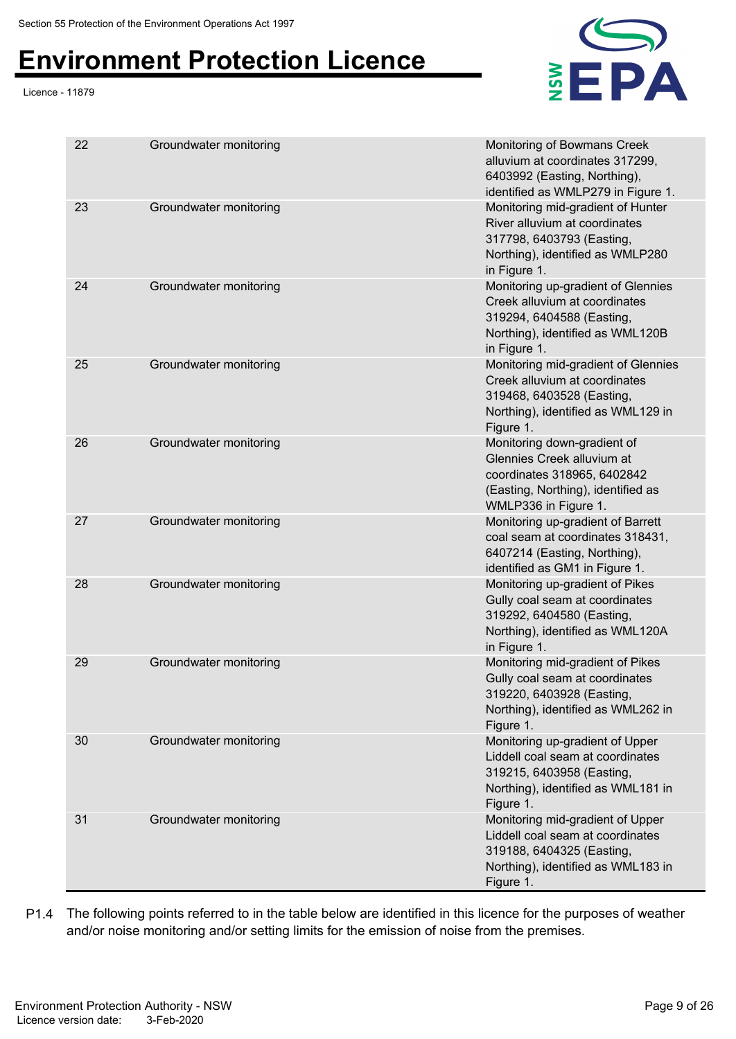| | | |
|---|---|---|
| 22 | Groundwater monitoring | Monitoring of Bowmans Creek alluvium at coordinates 317299, 6403992 (Easting, Northing), identified as WMLP279 in Figure 1. |
| 23 | Groundwater monitoring | Monitoring mid-gradient of Hunter River alluvium at coordinates 317798, 6403793 (Easting, Northing), identified as WMLP280 in Figure 1. |
| 24 | Groundwater monitoring | Monitoring up-gradient of Glennies Creek alluvium at coordinates 319294, 6404588 (Easting, Northing), identified as WML120B in Figure 1. |
| 25 | Groundwater monitoring | Monitoring mid-gradient of Glennies Creek alluvium at coordinates 319468, 6403528 (Easting, Northing), identified as WML129 in Figure 1. |
| 26 | Groundwater monitoring | Monitoring down-gradient of Glennies Creek alluvium at coordinates 318965, 6402842 (Easting, Northing), identified as WMLP336 in Figure 1. |
| 27 | Groundwater monitoring | Monitoring up-gradient of Barrett coal seam at coordinates 318431, 6407214 (Easting, Northing), identified as GM1 in Figure 1. |
| 28 | Groundwater monitoring | Monitoring up-gradient of Pikes Gully coal seam at coordinates 319292, 6404580 (Easting, Northing), identified as WML120A in Figure 1. |
| 29 | Groundwater monitoring | Monitoring mid-gradient of Pikes Gully coal seam at coordinates 319220, 6403928 (Easting, Northing), identified as WML262 in Figure 1. |
| 30 | Groundwater monitoring | Monitoring up-gradient of Upper Liddell coal seam at coordinates 319215, 6403958 (Easting, Northing), identified as WML181 in Figure 1. |
| 31 | Groundwater monitoring | Monitoring mid-gradient of Upper Liddell coal seam at coordinates 319188, 6404325 (Easting, Northing), identified as WML183 in Figure 1. |

P1.4 The following points referred to in the table below are identified in this licence for the purposes of weather and/or noise monitoring and/or setting limits for the emission of noise from the premises.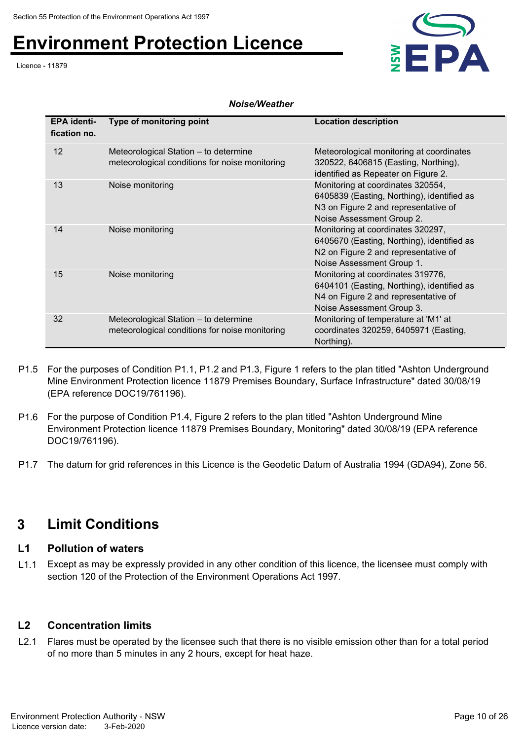*Noise/Weather*

| EPA identi-fication no. | Type of monitoring point | Location description |
|---|---|---|
| 12 | Meteorological Station – to determine meteorological conditions for noise monitoring | Meteorological monitoring at coordinates 320522, 6406815 (Easting, Northing), identified as Repeater on Figure 2. |
| 13 | Noise monitoring | Monitoring at coordinates 320554, 6405839 (Easting, Northing), identified as N3 on Figure 2 and representative of Noise Assessment Group 2. |
| 14 | Noise monitoring | Monitoring at coordinates 320297, 6405670 (Easting, Northing), identified as N2 on Figure 2 and representative of Noise Assessment Group 1. |
| 15 | Noise monitoring | Monitoring at coordinates 319776, 6404101 (Easting, Northing), identified as N4 on Figure 2 and representative of Noise Assessment Group 3. |
| 32 | Meteorological Station – to determine meteorological conditions for noise monitoring | Monitoring of temperature at 'M1' at coordinates 320259, 6405971 (Easting, Northing). |

P1.5 For the purposes of Condition P1.1, P1.2 and P1.3, Figure 1 refers to the plan titled "Ashton Underground Mine Environment Protection licence 11879 Premises Boundary, Surface Infrastructure" dated 30/08/19 (EPA reference DOC19/761196).

P1.6 For the purpose of Condition P1.4, Figure 2 refers to the plan titled "Ashton Underground Mine Environment Protection licence 11879 Premises Boundary, Monitoring" dated 30/08/19 (EPA reference DOC19/761196).

P1.7 The datum for grid references in this Licence is the Geodetic Datum of Australia 1994 (GDA94), Zone 56.

# 3 Limit Conditions

## L1 Pollution of waters

L1.1 Except as may be expressly provided in any other condition of this licence, the licensee must comply with section 120 of the Protection of the Environment Operations Act 1997.

## L2 Concentration limits

L2.1 Flares must be operated by the licensee such that there is no visible emission other than for a total period of no more than 5 minutes in any 2 hours, except for heat haze.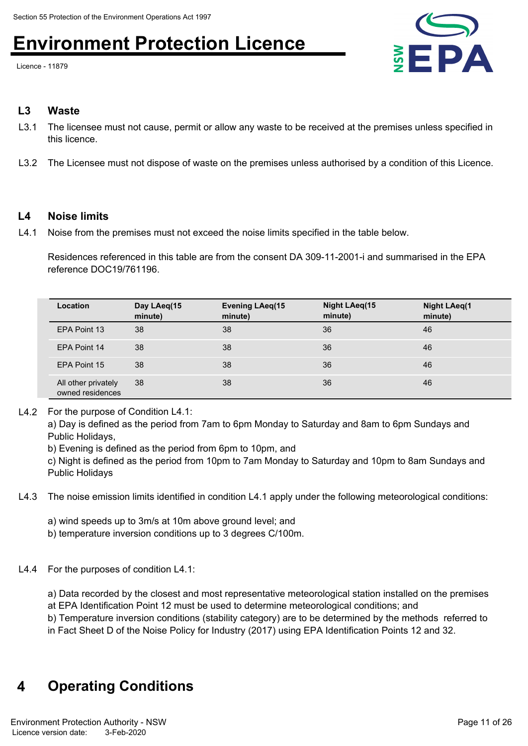## L3 Waste

L3.1 The licensee must not cause, permit or allow any waste to be received at the premises unless specified in this licence.

L3.2 The Licensee must not dispose of waste on the premises unless authorised by a condition of this Licence.

## L4 Noise limits

L4.1 Noise from the premises must not exceed the noise limits specified in the table below.

Residences referenced in this table are from the consent DA 309-11-2001-i and summarised in the EPA reference DOC19/761196.

| Location | Day LAeq(15 minute) | Evening LAeq(15 minute) | Night LAeq(15 minute) | Night LAeq(1 minute) |
|---|---|---|---|---|
| EPA Point 13 | 38 | 38 | 36 | 46 |
| EPA Point 14 | 38 | 38 | 36 | 46 |
| EPA Point 15 | 38 | 38 | 36 | 46 |
| All other privately owned residences | 38 | 38 | 36 | 46 |

L4.2 For the purpose of Condition L4.1:
a) Day is defined as the period from 7am to 6pm Monday to Saturday and 8am to 6pm Sundays and Public Holidays,
b) Evening is defined as the period from 6pm to 10pm, and
c) Night is defined as the period from 10pm to 7am Monday to Saturday and 10pm to 8am Sundays and Public Holidays

L4.3 The noise emission limits identified in condition L4.1 apply under the following meteorological conditions:

a) wind speeds up to 3m/s at 10m above ground level; and
b) temperature inversion conditions up to 3 degrees C/100m.

L4.4 For the purposes of condition L4.1:

a) Data recorded by the closest and most representative meteorological station installed on the premises at EPA Identification Point 12 must be used to determine meteorological conditions; and
b) Temperature inversion conditions (stability category) are to be determined by the methods referred to in Fact Sheet D of the Noise Policy for Industry (2017) using EPA Identification Points 12 and 32.

# 4 Operating Conditions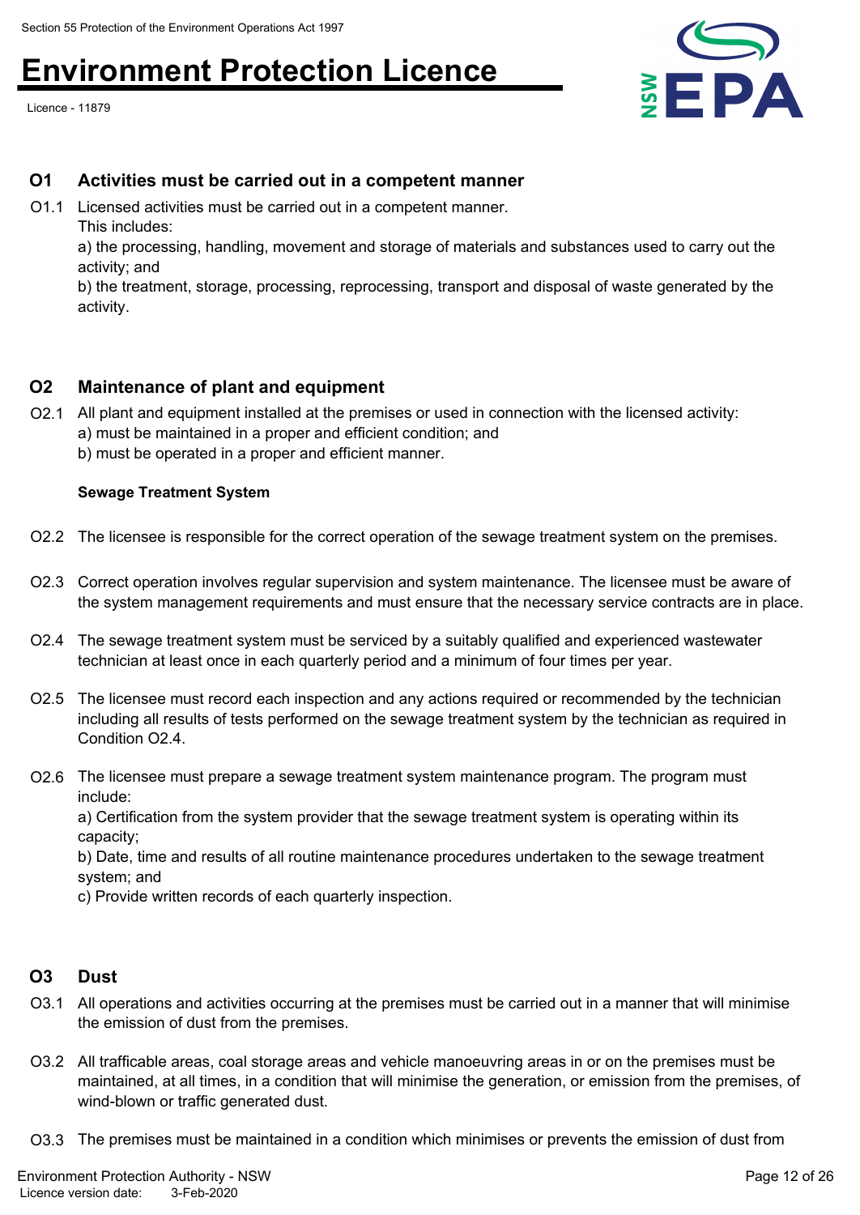## O1 Activities must be carried out in a competent manner

O1.1 Licensed activities must be carried out in a competent manner.
This includes:
a) the processing, handling, movement and storage of materials and substances used to carry out the activity; and
b) the treatment, storage, processing, reprocessing, transport and disposal of waste generated by the activity.

## O2 Maintenance of plant and equipment

O2.1 All plant and equipment installed at the premises or used in connection with the licensed activity:
a) must be maintained in a proper and efficient condition; and
b) must be operated in a proper and efficient manner.

**Sewage Treatment System**

O2.2 The licensee is responsible for the correct operation of the sewage treatment system on the premises.

O2.3 Correct operation involves regular supervision and system maintenance. The licensee must be aware of the system management requirements and must ensure that the necessary service contracts are in place.

O2.4 The sewage treatment system must be serviced by a suitably qualified and experienced wastewater technician at least once in each quarterly period and a minimum of four times per year.

O2.5 The licensee must record each inspection and any actions required or recommended by the technician including all results of tests performed on the sewage treatment system by the technician as required in Condition O2.4.

O2.6 The licensee must prepare a sewage treatment system maintenance program. The program must include:
a) Certification from the system provider that the sewage treatment system is operating within its capacity;
b) Date, time and results of all routine maintenance procedures undertaken to the sewage treatment system; and
c) Provide written records of each quarterly inspection.

## O3 Dust

O3.1 All operations and activities occurring at the premises must be carried out in a manner that will minimise the emission of dust from the premises.

O3.2 All trafficable areas, coal storage areas and vehicle manoeuvring areas in or on the premises must be maintained, at all times, in a condition that will minimise the generation, or emission from the premises, of wind-blown or traffic generated dust.

O3.3 The premises must be maintained in a condition which minimises or prevents the emission of dust from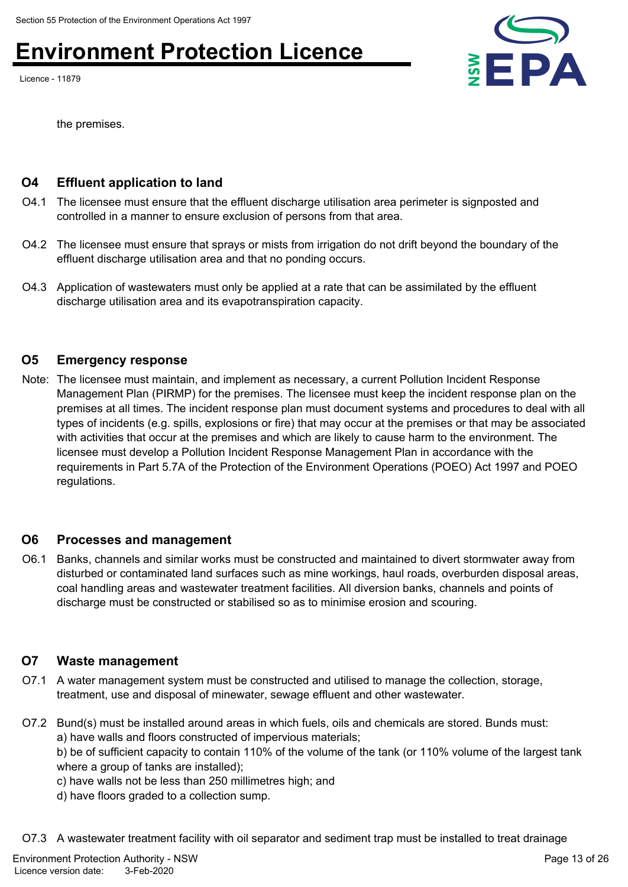the premises.

## O4 Effluent application to land

O4.1 The licensee must ensure that the effluent discharge utilisation area perimeter is signposted and controlled in a manner to ensure exclusion of persons from that area.

O4.2 The licensee must ensure that sprays or mists from irrigation do not drift beyond the boundary of the effluent discharge utilisation area and that no ponding occurs.

O4.3 Application of wastewaters must only be applied at a rate that can be assimilated by the effluent discharge utilisation area and its evapotranspiration capacity.

## O5 Emergency response

Note: The licensee must maintain, and implement as necessary, a current Pollution Incident Response Management Plan (PIRMP) for the premises. The licensee must keep the incident response plan on the premises at all times. The incident response plan must document systems and procedures to deal with all types of incidents (e.g. spills, explosions or fire) that may occur at the premises or that may be associated with activities that occur at the premises and which are likely to cause harm to the environment. The licensee must develop a Pollution Incident Response Management Plan in accordance with the requirements in Part 5.7A of the Protection of the Environment Operations (POEO) Act 1997 and POEO regulations.

## O6 Processes and management

O6.1 Banks, channels and similar works must be constructed and maintained to divert stormwater away from disturbed or contaminated land surfaces such as mine workings, haul roads, overburden disposal areas, coal handling areas and wastewater treatment facilities. All diversion banks, channels and points of discharge must be constructed or stabilised so as to minimise erosion and scouring.

## O7 Waste management

O7.1 A water management system must be constructed and utilised to manage the collection, storage, treatment, use and disposal of minewater, sewage effluent and other wastewater.

O7.2 Bund(s) must be installed around areas in which fuels, oils and chemicals are stored. Bunds must:
a) have walls and floors constructed of impervious materials;
b) be of sufficient capacity to contain 110% of the volume of the tank (or 110% volume of the largest tank where a group of tanks are installed);
c) have walls not be less than 250 millimetres high; and
d) have floors graded to a collection sump.

O7.3 A wastewater treatment facility with oil separator and sediment trap must be installed to treat drainage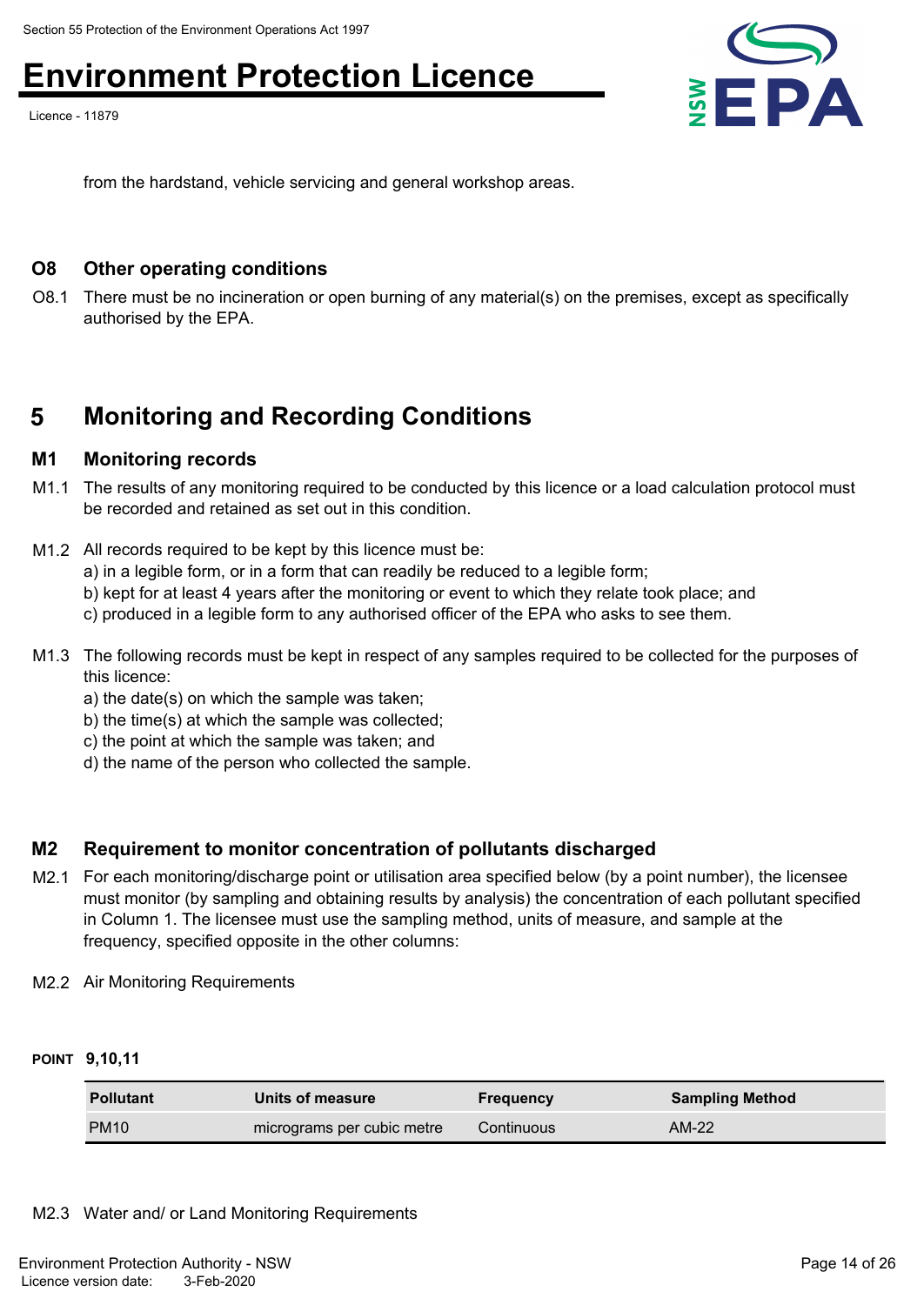from the hardstand, vehicle servicing and general workshop areas.

### O8 Other operating conditions

O8.1 There must be no incineration or open burning of any material(s) on the premises, except as specifically authorised by the EPA.

## 5 Monitoring and Recording Conditions

### M1 Monitoring records

M1.1 The results of any monitoring required to be conducted by this licence or a load calculation protocol must be recorded and retained as set out in this condition.

M1.2 All records required to be kept by this licence must be:
a) in a legible form, or in a form that can readily be reduced to a legible form;
b) kept for at least 4 years after the monitoring or event to which they relate took place; and
c) produced in a legible form to any authorised officer of the EPA who asks to see them.

M1.3 The following records must be kept in respect of any samples required to be collected for the purposes of this licence:
a) the date(s) on which the sample was taken;
b) the time(s) at which the sample was collected;
c) the point at which the sample was taken; and
d) the name of the person who collected the sample.

### M2 Requirement to monitor concentration of pollutants discharged

M2.1 For each monitoring/discharge point or utilisation area specified below (by a point number), the licensee must monitor (by sampling and obtaining results by analysis) the concentration of each pollutant specified in Column 1. The licensee must use the sampling method, units of measure, and sample at the frequency, specified opposite in the other columns:

M2.2 Air Monitoring Requirements

**POINT 9,10,11**

| Pollutant | Units of measure | Frequency | Sampling Method |
|---|---|---|---|
| PM10 | micrograms per cubic metre | Continuous | AM-22 |

M2.3 Water and/ or Land Monitoring Requirements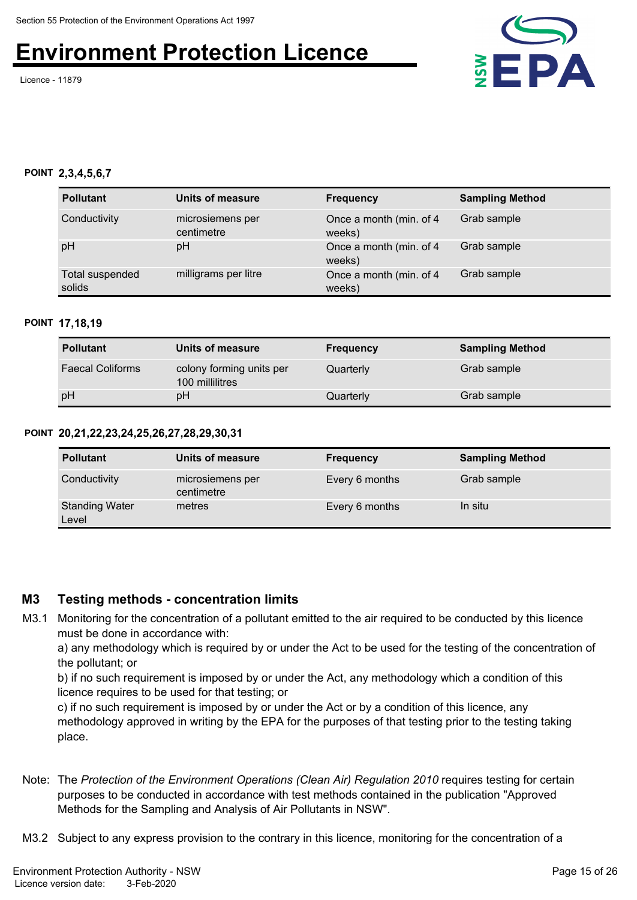**POINT 2,3,4,5,6,7**

| Pollutant | Units of measure | Frequency | Sampling Method |
|---|---|---|---|
| Conductivity | microsiemens per centimetre | Once a month (min. of 4 weeks) | Grab sample |
| pH | pH | Once a month (min. of 4 weeks) | Grab sample |
| Total suspended solids | milligrams per litre | Once a month (min. of 4 weeks) | Grab sample |

**POINT 17,18,19**

| Pollutant | Units of measure | Frequency | Sampling Method |
|---|---|---|---|
| Faecal Coliforms | colony forming units per 100 millilitres | Quarterly | Grab sample |
| pH | pH | Quarterly | Grab sample |

**POINT 20,21,22,23,24,25,26,27,28,29,30,31**

| Pollutant | Units of measure | Frequency | Sampling Method |
|---|---|---|---|
| Conductivity | microsiemens per centimetre | Every 6 months | Grab sample |
| Standing Water Level | metres | Every 6 months | In situ |

## M3 Testing methods - concentration limits

M3.1 Monitoring for the concentration of a pollutant emitted to the air required to be conducted by this licence must be done in accordance with:

a) any methodology which is required by or under the Act to be used for the testing of the concentration of the pollutant; or

b) if no such requirement is imposed by or under the Act, any methodology which a condition of this licence requires to be used for that testing; or

c) if no such requirement is imposed by or under the Act or by a condition of this licence, any methodology approved in writing by the EPA for the purposes of that testing prior to the testing taking place.

Note: The *Protection of the Environment Operations (Clean Air) Regulation 2010* requires testing for certain purposes to be conducted in accordance with test methods contained in the publication "Approved Methods for the Sampling and Analysis of Air Pollutants in NSW".

M3.2 Subject to any express provision to the contrary in this licence, monitoring for the concentration of a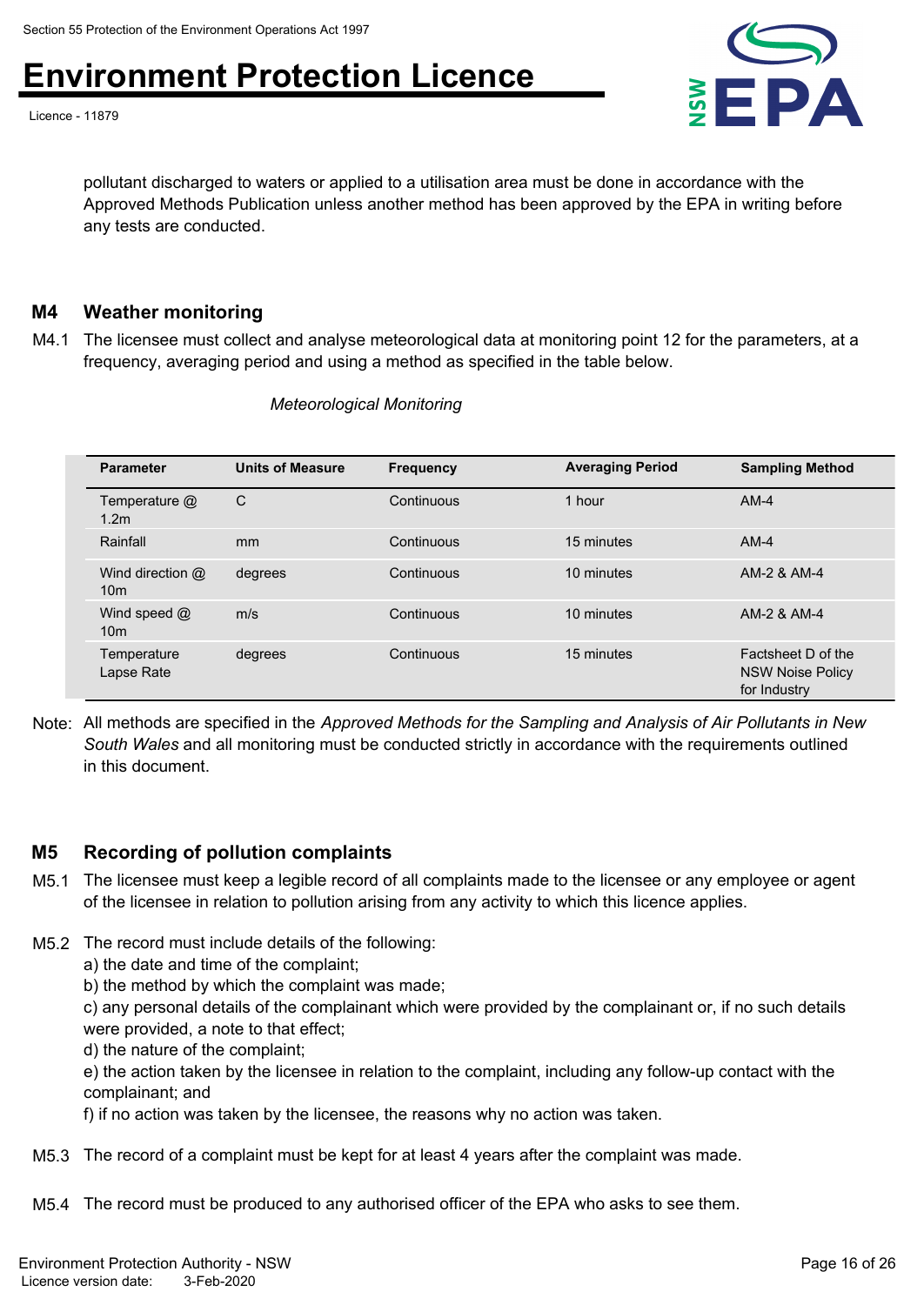pollutant discharged to waters or applied to a utilisation area must be done in accordance with the Approved Methods Publication unless another method has been approved by the EPA in writing before any tests are conducted.

## M4 Weather monitoring

M4.1 The licensee must collect and analyse meteorological data at monitoring point 12 for the parameters, at a frequency, averaging period and using a method as specified in the table below.

*Meteorological Monitoring*

| Parameter | Units of Measure | Frequency | Averaging Period | Sampling Method |
|---|---|---|---|---|
| Temperature @ 1.2m | C | Continuous | 1 hour | AM-4 |
| Rainfall | mm | Continuous | 15 minutes | AM-4 |
| Wind direction @ 10m | degrees | Continuous | 10 minutes | AM-2 & AM-4 |
| Wind speed @ 10m | m/s | Continuous | 10 minutes | AM-2 & AM-4 |
| Temperature Lapse Rate | degrees | Continuous | 15 minutes | Factsheet D of the NSW Noise Policy for Industry |

Note: All methods are specified in the *Approved Methods for the Sampling and Analysis of Air Pollutants in New South Wales* and all monitoring must be conducted strictly in accordance with the requirements outlined in this document.

## M5 Recording of pollution complaints

M5.1 The licensee must keep a legible record of all complaints made to the licensee or any employee or agent of the licensee in relation to pollution arising from any activity to which this licence applies.

M5.2 The record must include details of the following:
a) the date and time of the complaint;
b) the method by which the complaint was made;
c) any personal details of the complainant which were provided by the complainant or, if no such details were provided, a note to that effect;
d) the nature of the complaint;
e) the action taken by the licensee in relation to the complaint, including any follow-up contact with the complainant; and
f) if no action was taken by the licensee, the reasons why no action was taken.

M5.3 The record of a complaint must be kept for at least 4 years after the complaint was made.

M5.4 The record must be produced to any authorised officer of the EPA who asks to see them.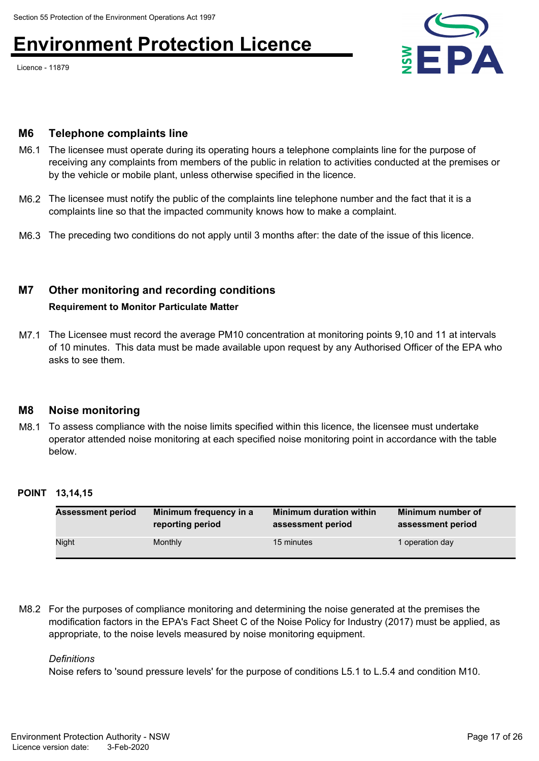## M6 Telephone complaints line

M6.1 The licensee must operate during its operating hours a telephone complaints line for the purpose of receiving any complaints from members of the public in relation to activities conducted at the premises or by the vehicle or mobile plant, unless otherwise specified in the licence.

M6.2 The licensee must notify the public of the complaints line telephone number and the fact that it is a complaints line so that the impacted community knows how to make a complaint.

M6.3 The preceding two conditions do not apply until 3 months after: the date of the issue of this licence.

## M7 Other monitoring and recording conditions

**Requirement to Monitor Particulate Matter**

M7.1 The Licensee must record the average PM10 concentration at monitoring points 9,10 and 11 at intervals of 10 minutes. This data must be made available upon request by any Authorised Officer of the EPA who asks to see them.

## M8 Noise monitoring

M8.1 To assess compliance with the noise limits specified within this licence, the licensee must undertake operator attended noise monitoring at each specified noise monitoring point in accordance with the table below.

**POINT 13,14,15**

| Assessment period | Minimum frequency in a reporting period | Minimum duration within assessment period | Minimum number of assessment period |
|---|---|---|---|
| Night | Monthly | 15 minutes | 1 operation day |

M8.2 For the purposes of compliance monitoring and determining the noise generated at the premises the modification factors in the EPA's Fact Sheet C of the Noise Policy for Industry (2017) must be applied, as appropriate, to the noise levels measured by noise monitoring equipment.

*Definitions*

Noise refers to 'sound pressure levels' for the purpose of conditions L5.1 to L.5.4 and condition M10.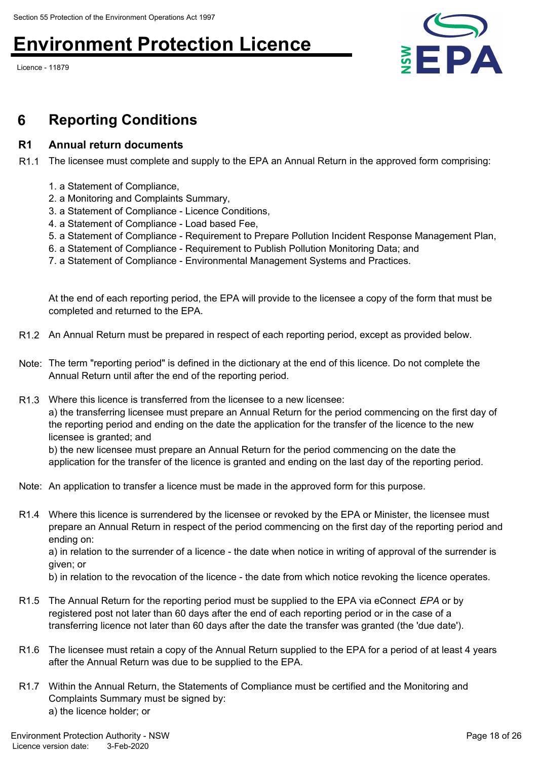## 6 Reporting Conditions

### R1 Annual return documents

R1.1 The licensee must complete and supply to the EPA an Annual Return in the approved form comprising:

1. a Statement of Compliance,
2. a Monitoring and Complaints Summary,
3. a Statement of Compliance - Licence Conditions,
4. a Statement of Compliance - Load based Fee,
5. a Statement of Compliance - Requirement to Prepare Pollution Incident Response Management Plan,
6. a Statement of Compliance - Requirement to Publish Pollution Monitoring Data; and
7. a Statement of Compliance - Environmental Management Systems and Practices.

At the end of each reporting period, the EPA will provide to the licensee a copy of the form that must be completed and returned to the EPA.

R1.2 An Annual Return must be prepared in respect of each reporting period, except as provided below.

Note: The term "reporting period" is defined in the dictionary at the end of this licence. Do not complete the Annual Return until after the end of the reporting period.

R1.3 Where this licence is transferred from the licensee to a new licensee:
a) the transferring licensee must prepare an Annual Return for the period commencing on the first day of the reporting period and ending on the date the application for the transfer of the licence to the new licensee is granted; and
b) the new licensee must prepare an Annual Return for the period commencing on the date the application for the transfer of the licence is granted and ending on the last day of the reporting period.

Note: An application to transfer a licence must be made in the approved form for this purpose.

R1.4 Where this licence is surrendered by the licensee or revoked by the EPA or Minister, the licensee must prepare an Annual Return in respect of the period commencing on the first day of the reporting period and ending on:
a) in relation to the surrender of a licence - the date when notice in writing of approval of the surrender is given; or
b) in relation to the revocation of the licence - the date from which notice revoking the licence operates.

R1.5 The Annual Return for the reporting period must be supplied to the EPA via eConnect *EPA* or by registered post not later than 60 days after the end of each reporting period or in the case of a transferring licence not later than 60 days after the date the transfer was granted (the 'due date').

R1.6 The licensee must retain a copy of the Annual Return supplied to the EPA for a period of at least 4 years after the Annual Return was due to be supplied to the EPA.

R1.7 Within the Annual Return, the Statements of Compliance must be certified and the Monitoring and Complaints Summary must be signed by:
a) the licence holder; or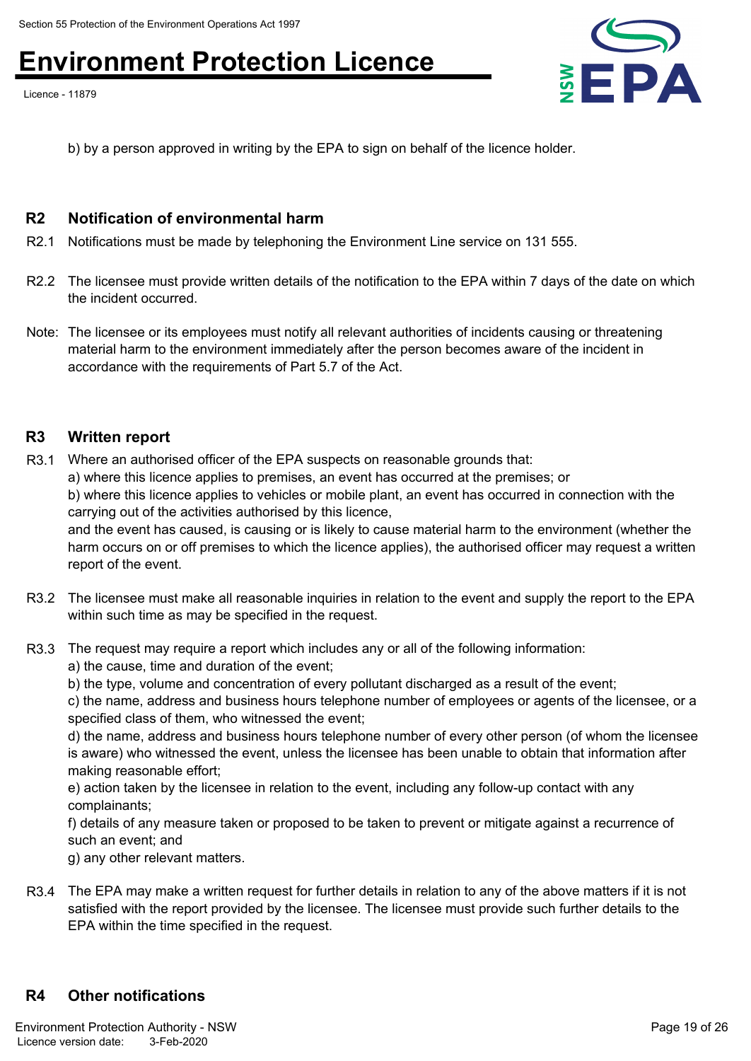b) by a person approved in writing by the EPA to sign on behalf of the licence holder.

## R2 Notification of environmental harm

R2.1 Notifications must be made by telephoning the Environment Line service on 131 555.

R2.2 The licensee must provide written details of the notification to the EPA within 7 days of the date on which the incident occurred.

Note: The licensee or its employees must notify all relevant authorities of incidents causing or threatening material harm to the environment immediately after the person becomes aware of the incident in accordance with the requirements of Part 5.7 of the Act.

## R3 Written report

R3.1 Where an authorised officer of the EPA suspects on reasonable grounds that:
a) where this licence applies to premises, an event has occurred at the premises; or
b) where this licence applies to vehicles or mobile plant, an event has occurred in connection with the carrying out of the activities authorised by this licence,
and the event has caused, is causing or is likely to cause material harm to the environment (whether the harm occurs on or off premises to which the licence applies), the authorised officer may request a written report of the event.

R3.2 The licensee must make all reasonable inquiries in relation to the event and supply the report to the EPA within such time as may be specified in the request.

R3.3 The request may require a report which includes any or all of the following information:
a) the cause, time and duration of the event;
b) the type, volume and concentration of every pollutant discharged as a result of the event;
c) the name, address and business hours telephone number of employees or agents of the licensee, or a specified class of them, who witnessed the event;
d) the name, address and business hours telephone number of every other person (of whom the licensee is aware) who witnessed the event, unless the licensee has been unable to obtain that information after making reasonable effort;
e) action taken by the licensee in relation to the event, including any follow-up contact with any complainants;
f) details of any measure taken or proposed to be taken to prevent or mitigate against a recurrence of such an event; and
g) any other relevant matters.

R3.4 The EPA may make a written request for further details in relation to any of the above matters if it is not satisfied with the report provided by the licensee. The licensee must provide such further details to the EPA within the time specified in the request.

## R4 Other notifications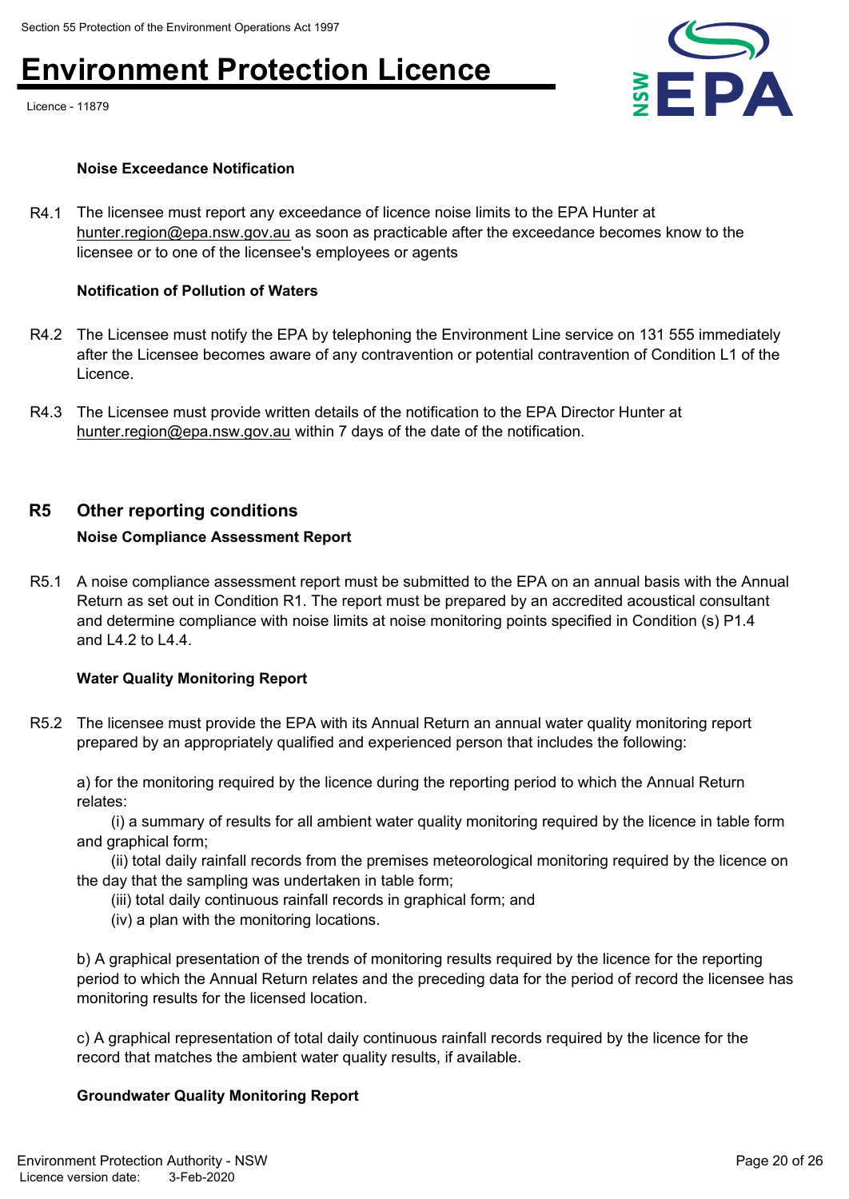**Noise Exceedance Notification**

R4.1 The licensee must report any exceedance of licence noise limits to the EPA Hunter at hunter.region@epa.nsw.gov.au as soon as practicable after the exceedance becomes know to the licensee or to one of the licensee's employees or agents

**Notification of Pollution of Waters**

R4.2 The Licensee must notify the EPA by telephoning the Environment Line service on 131 555 immediately after the Licensee becomes aware of any contravention or potential contravention of Condition L1 of the Licence.

R4.3 The Licensee must provide written details of the notification to the EPA Director Hunter at hunter.region@epa.nsw.gov.au within 7 days of the date of the notification.

## R5 Other reporting conditions

**Noise Compliance Assessment Report**

R5.1 A noise compliance assessment report must be submitted to the EPA on an annual basis with the Annual Return as set out in Condition R1. The report must be prepared by an accredited acoustical consultant and determine compliance with noise limits at noise monitoring points specified in Condition (s) P1.4 and L4.2 to L4.4.

**Water Quality Monitoring Report**

R5.2 The licensee must provide the EPA with its Annual Return an annual water quality monitoring report prepared by an appropriately qualified and experienced person that includes the following:

a) for the monitoring required by the licence during the reporting period to which the Annual Return relates:

(i) a summary of results for all ambient water quality monitoring required by the licence in table form and graphical form;

(ii) total daily rainfall records from the premises meteorological monitoring required by the licence on the day that the sampling was undertaken in table form;

(iii) total daily continuous rainfall records in graphical form; and

(iv) a plan with the monitoring locations.

b) A graphical presentation of the trends of monitoring results required by the licence for the reporting period to which the Annual Return relates and the preceding data for the period of record the licensee has monitoring results for the licensed location.

c) A graphical representation of total daily continuous rainfall records required by the licence for the record that matches the ambient water quality results, if available.

**Groundwater Quality Monitoring Report**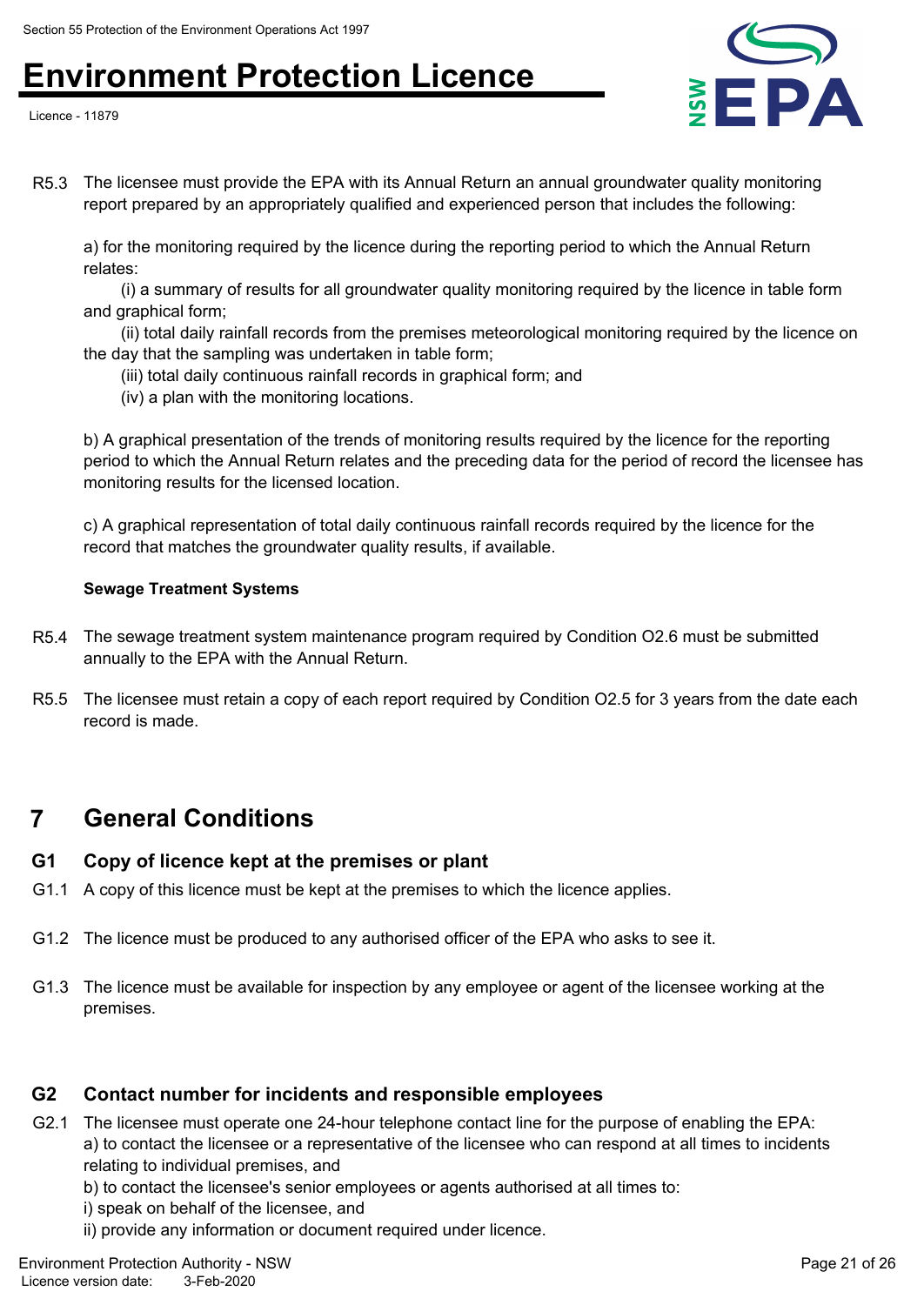R5.3 The licensee must provide the EPA with its Annual Return an annual groundwater quality monitoring report prepared by an appropriately qualified and experienced person that includes the following:

a) for the monitoring required by the licence during the reporting period to which the Annual Return relates:

(i) a summary of results for all groundwater quality monitoring required by the licence in table form and graphical form;

(ii) total daily rainfall records from the premises meteorological monitoring required by the licence on the day that the sampling was undertaken in table form;

(iii) total daily continuous rainfall records in graphical form; and

(iv) a plan with the monitoring locations.

b) A graphical presentation of the trends of monitoring results required by the licence for the reporting period to which the Annual Return relates and the preceding data for the period of record the licensee has monitoring results for the licensed location.

c) A graphical representation of total daily continuous rainfall records required by the licence for the record that matches the groundwater quality results, if available.

**Sewage Treatment Systems**

R5.4 The sewage treatment system maintenance program required by Condition O2.6 must be submitted annually to the EPA with the Annual Return.

R5.5 The licensee must retain a copy of each report required by Condition O2.5 for 3 years from the date each record is made.

# 7 General Conditions

## G1 Copy of licence kept at the premises or plant

G1.1 A copy of this licence must be kept at the premises to which the licence applies.

G1.2 The licence must be produced to any authorised officer of the EPA who asks to see it.

G1.3 The licence must be available for inspection by any employee or agent of the licensee working at the premises.

## G2 Contact number for incidents and responsible employees

G2.1 The licensee must operate one 24-hour telephone contact line for the purpose of enabling the EPA:
a) to contact the licensee or a representative of the licensee who can respond at all times to incidents relating to individual premises, and
b) to contact the licensee's senior employees or agents authorised at all times to:
i) speak on behalf of the licensee, and
ii) provide any information or document required under licence.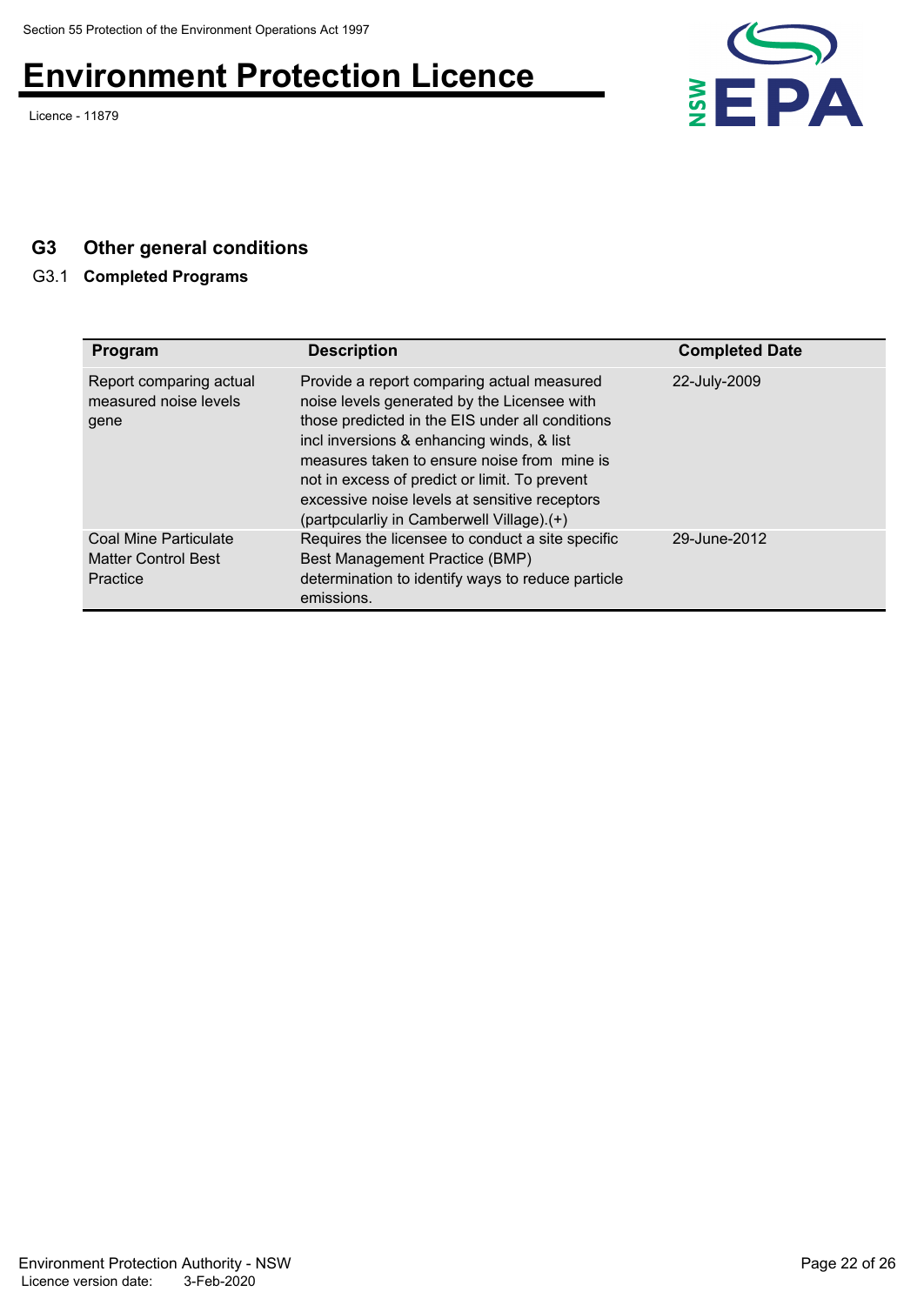## G3 Other general conditions

### G3.1 Completed Programs

| Program | Description | Completed Date |
|---|---|---|
| Report comparing actual measured noise levels gene | Provide a report comparing actual measured noise levels generated by the Licensee with those predicted in the EIS under all conditions incl inversions & enhancing winds, & list measures taken to ensure noise from mine is not in excess of predict or limit. To prevent excessive noise levels at sensitive receptors (partpculariy in Camberwell Village).(+) | 22-July-2009 |
| Coal Mine Particulate Matter Control Best Practice | Requires the licensee to conduct a site specific Best Management Practice (BMP) determination to identify ways to reduce particle emissions. | 29-June-2012 |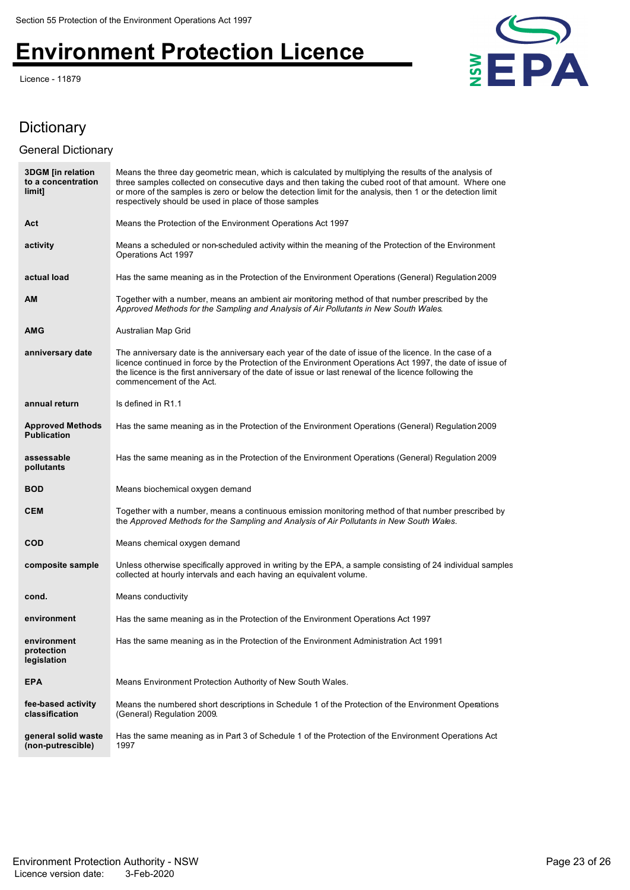# Dictionary

## General Dictionary

| | |
|---|---|
| **3DGM [in relation to a concentration limit]** | Means the three day geometric mean, which is calculated by multiplying the results of the analysis of three samples collected on consecutive days and then taking the cubed root of that amount. Where one or more of the samples is zero or below the detection limit for the analysis, then 1 or the detection limit respectively should be used in place of those samples |
| **Act** | Means the Protection of the Environment Operations Act 1997 |
| **activity** | Means a scheduled or non-scheduled activity within the meaning of the Protection of the Environment Operations Act 1997 |
| **actual load** | Has the same meaning as in the Protection of the Environment Operations (General) Regulation 2009 |
| **AM** | Together with a number, means an ambient air monitoring method of that number prescribed by the *Approved Methods for the Sampling and Analysis of Air Pollutants in New South Wales*. |
| **AMG** | Australian Map Grid |
| **anniversary date** | The anniversary date is the anniversary each year of the date of issue of the licence. In the case of a licence continued in force by the Protection of the Environment Operations Act 1997, the date of issue of the licence is the first anniversary of the date of issue or last renewal of the licence following the commencement of the Act. |
| **annual return** | Is defined in R1.1 |
| **Approved Methods Publication** | Has the same meaning as in the Protection of the Environment Operations (General) Regulation 2009 |
| **assessable pollutants** | Has the same meaning as in the Protection of the Environment Operations (General) Regulation 2009 |
| **BOD** | Means biochemical oxygen demand |
| **CEM** | Together with a number, means a continuous emission monitoring method of that number prescribed by the *Approved Methods for the Sampling and Analysis of Air Pollutants in New South Wales*. |
| **COD** | Means chemical oxygen demand |
| **composite sample** | Unless otherwise specifically approved in writing by the EPA, a sample consisting of 24 individual samples collected at hourly intervals and each having an equivalent volume. |
| **cond.** | Means conductivity |
| **environment** | Has the same meaning as in the Protection of the Environment Operations Act 1997 |
| **environment protection legislation** | Has the same meaning as in the Protection of the Environment Administration Act 1991 |
| **EPA** | Means Environment Protection Authority of New South Wales. |
| **fee-based activity classification** | Means the numbered short descriptions in Schedule 1 of the Protection of the Environment Operations (General) Regulation 2009. |
| **general solid waste (non-putrescible)** | Has the same meaning as in Part 3 of Schedule 1 of the Protection of the Environment Operations Act 1997 |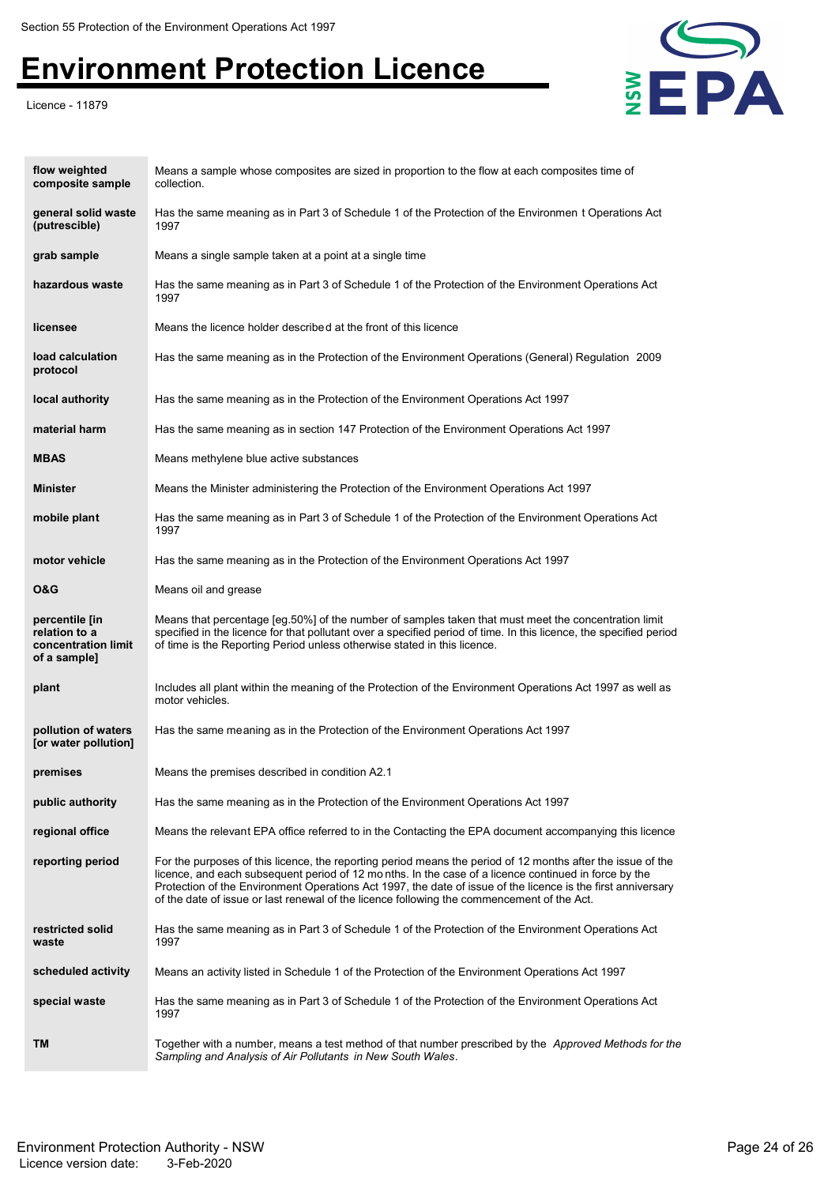| | |
|---|---|
| **flow weighted composite sample** | Means a sample whose composites are sized in proportion to the flow at each composites time of collection. |
| **general solid waste (putrescible)** | Has the same meaning as in Part 3 of Schedule 1 of the Protection of the Environmen t Operations Act 1997 |
| **grab sample** | Means a single sample taken at a point at a single time |
| **hazardous waste** | Has the same meaning as in Part 3 of Schedule 1 of the Protection of the Environment Operations Act 1997 |
| **licensee** | Means the licence holder described at the front of this licence |
| **load calculation protocol** | Has the same meaning as in the Protection of the Environment Operations (General) Regulation 2009 |
| **local authority** | Has the same meaning as in the Protection of the Environment Operations Act 1997 |
| **material harm** | Has the same meaning as in section 147 Protection of the Environment Operations Act 1997 |
| **MBAS** | Means methylene blue active substances |
| **Minister** | Means the Minister administering the Protection of the Environment Operations Act 1997 |
| **mobile plant** | Has the same meaning as in Part 3 of Schedule 1 of the Protection of the Environment Operations Act 1997 |
| **motor vehicle** | Has the same meaning as in the Protection of the Environment Operations Act 1997 |
| **O&G** | Means oil and grease |
| **percentile [in relation to a concentration limit of a sample]** | Means that percentage [eg.50%] of the number of samples taken that must meet the concentration limit specified in the licence for that pollutant over a specified period of time. In this licence, the specified period of time is the Reporting Period unless otherwise stated in this licence. |
| **plant** | Includes all plant within the meaning of the Protection of the Environment Operations Act 1997 as well as motor vehicles. |
| **pollution of waters [or water pollution]** | Has the same meaning as in the Protection of the Environment Operations Act 1997 |
| **premises** | Means the premises described in condition A2.1 |
| **public authority** | Has the same meaning as in the Protection of the Environment Operations Act 1997 |
| **regional office** | Means the relevant EPA office referred to in the Contacting the EPA document accompanying this licence |
| **reporting period** | For the purposes of this licence, the reporting period means the period of 12 months after the issue of the licence, and each subsequent period of 12 months. In the case of a licence continued in force by the Protection of the Environment Operations Act 1997, the date of issue of the licence is the first anniversary of the date of issue or last renewal of the licence following the commencement of the Act. |
| **restricted solid waste** | Has the same meaning as in Part 3 of Schedule 1 of the Protection of the Environment Operations Act 1997 |
| **scheduled activity** | Means an activity listed in Schedule 1 of the Protection of the Environment Operations Act 1997 |
| **special waste** | Has the same meaning as in Part 3 of Schedule 1 of the Protection of the Environment Operations Act 1997 |
| **TM** | Together with a number, means a test method of that number prescribed by the *Approved Methods for the Sampling and Analysis of Air Pollutants in New South Wales*. |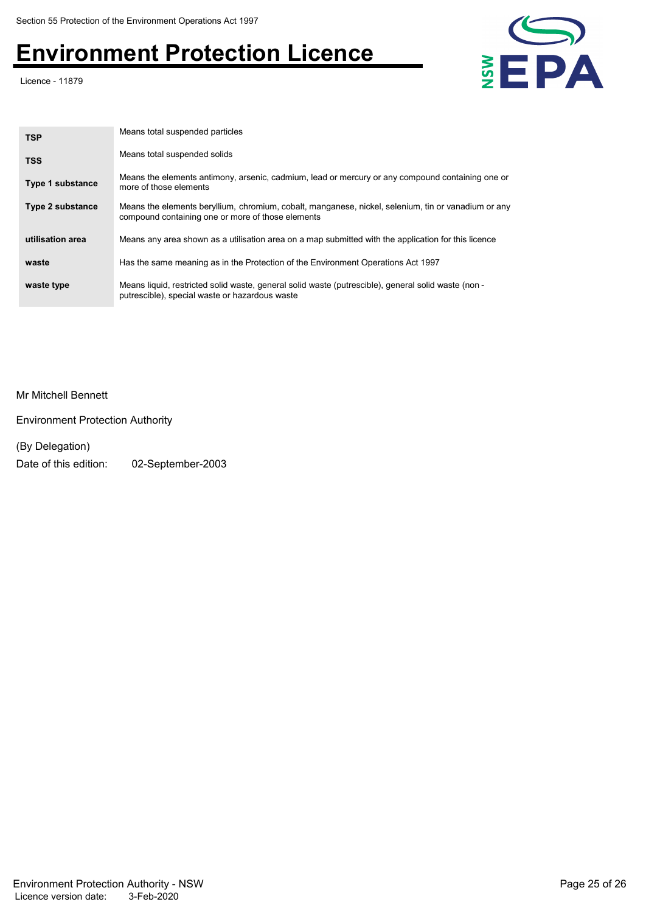| | |
|---|---|
| **TSP** | Means total suspended particles |
| **TSS** | Means total suspended solids |
| **Type 1 substance** | Means the elements antimony, arsenic, cadmium, lead or mercury or any compound containing one or more of those elements |
| **Type 2 substance** | Means the elements beryllium, chromium, cobalt, manganese, nickel, selenium, tin or vanadium or any compound containing one or more of those elements |
| **utilisation area** | Means any area shown as a utilisation area on a map submitted with the application for this licence |
| **waste** | Has the same meaning as in the Protection of the Environment Operations Act 1997 |
| **waste type** | Means liquid, restricted solid waste, general solid waste (putrescible), general solid waste (non - putrescible), special waste or hazardous waste |

Mr Mitchell Bennett

Environment Protection Authority

(By Delegation)

Date of this edition: 02-September-2003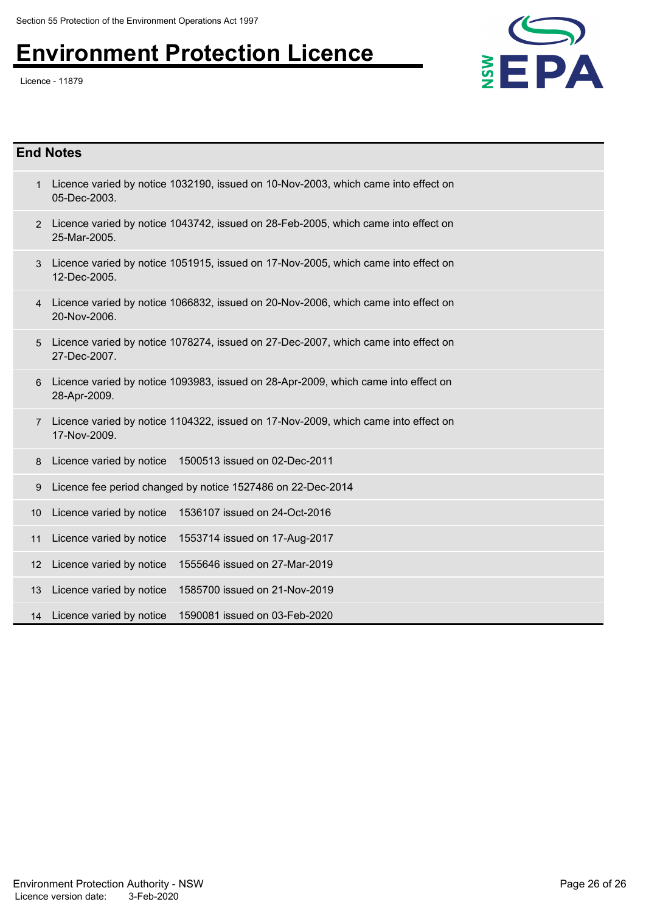## End Notes

| | |
|---|---|
| 1 | Licence varied by notice 1032190, issued on 10-Nov-2003, which came into effect on 05-Dec-2003. |
| 2 | Licence varied by notice 1043742, issued on 28-Feb-2005, which came into effect on 25-Mar-2005. |
| 3 | Licence varied by notice 1051915, issued on 17-Nov-2005, which came into effect on 12-Dec-2005. |
| 4 | Licence varied by notice 1066832, issued on 20-Nov-2006, which came into effect on 20-Nov-2006. |
| 5 | Licence varied by notice 1078274, issued on 27-Dec-2007, which came into effect on 27-Dec-2007. |
| 6 | Licence varied by notice 1093983, issued on 28-Apr-2009, which came into effect on 28-Apr-2009. |
| 7 | Licence varied by notice 1104322, issued on 17-Nov-2009, which came into effect on 17-Nov-2009. |
| 8 | Licence varied by notice 1500513 issued on 02-Dec-2011 |
| 9 | Licence fee period changed by notice 1527486 on 22-Dec-2014 |
| 10 | Licence varied by notice 1536107 issued on 24-Oct-2016 |
| 11 | Licence varied by notice 1553714 issued on 17-Aug-2017 |
| 12 | Licence varied by notice 1555646 issued on 27-Mar-2019 |
| 13 | Licence varied by notice 1585700 issued on 21-Nov-2019 |
| 14 | Licence varied by notice 1590081 issued on 03-Feb-2020 |